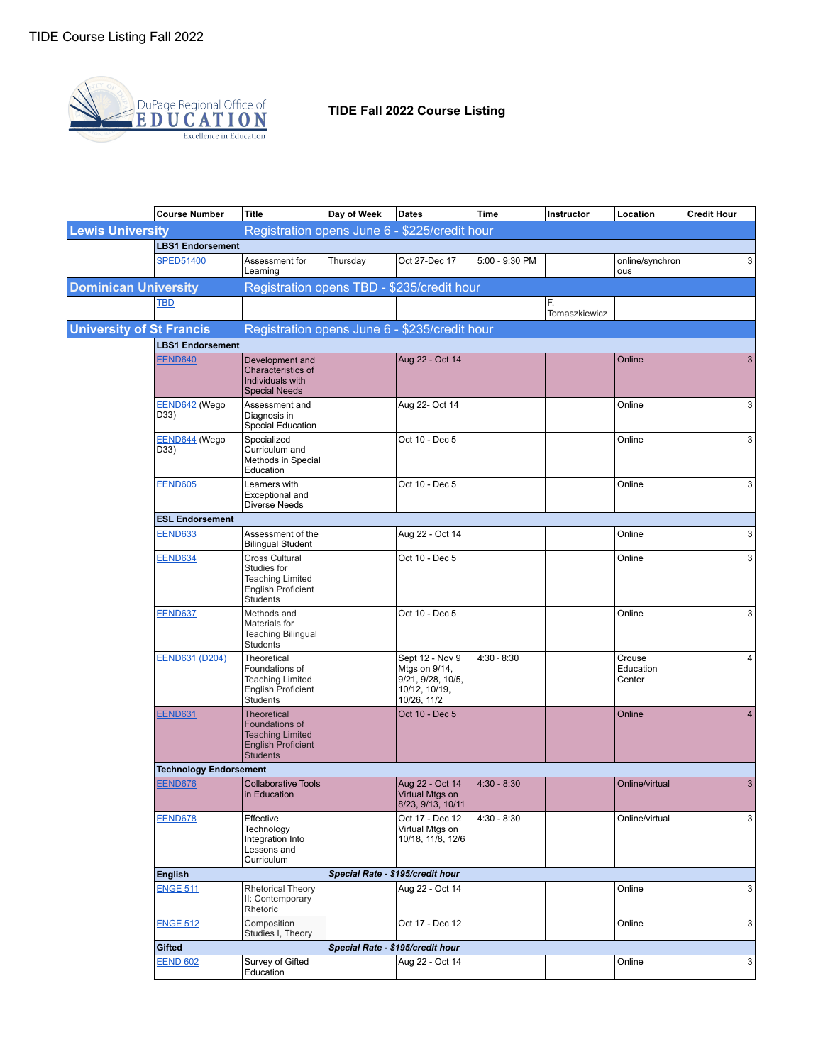TIDE Course Listing Fall 2022

DuPage Regional Office of EDUCATION
Excellence in Education

# TIDE Fall 2022 Course Listing

| | Course Number | Title | Day of Week | Dates | Time | Instructor | Location | Credit Hour |
|---|---|---|---|---|---|---|---|---|
| **Lewis University** | Registration opens June 6 - $225/credit hour | | | | | | | |
| | **LBS1 Endorsement** | | | | | | | |
| | SPED51400 | Assessment for Learning | Thursday | Oct 27-Dec 17 | 5:00 - 9:30 PM | | online/synchronous | 3 |
| **Dominican University** | Registration opens TBD - $235/credit hour | | | | | | | |
| | TBD | | | | | F. Tomaszkiewicz | | |
| **University of St Francis** | Registration opens June 6 - $235/credit hour | | | | | | | |
| | **LBS1 Endorsement** | | | | | | | |
| | EEND640 | Development and Characteristics of Individuals with Special Needs | | Aug 22 - Oct 14 | | | Online | 3 |
| | EEND642 (Wego D33) | Assessment and Diagnosis in Special Education | | Aug 22- Oct 14 | | | Online | 3 |
| | EEND644 (Wego D33) | Specialized Curriculum and Methods in Special Education | | Oct 10 - Dec 5 | | | Online | 3 |
| | EEND605 | Learners with Exceptional and Diverse Needs | | Oct 10 - Dec 5 | | | Online | 3 |
| | **ESL Endorsement** | | | | | | | |
| | EEND633 | Assessment of the Bilingual Student | | Aug 22 - Oct 14 | | | Online | 3 |
| | EEND634 | Cross Cultural Studies for Teaching Limited English Proficient Students | | Oct 10 - Dec 5 | | | Online | 3 |
| | EEND637 | Methods and Materials for Teaching Bilingual Students | | Oct 10 - Dec 5 | | | Online | 3 |
| | EEND631 (D204) | Theoretical Foundations of Teaching Limited English Proficient Students | | Sept 12 - Nov 9 Mtgs on 9/14, 9/21, 9/28, 10/5, 10/12, 10/19, 10/26, 11/2 | 4:30 - 8:30 | | Crouse Education Center | 4 |
| | EEND631 | Theoretical Foundations of Teaching Limited English Proficient Students | | Oct 10 - Dec 5 | | | Online | 4 |
| | **Technology Endorsement** | | | | | | | |
| | EEND676 | Collaborative Tools in Education | | Aug 22 - Oct 14 Virtual Mtgs on 8/23, 9/13, 10/11 | 4:30 - 8:30 | | Online/virtual | 3 |
| | EEND678 | Effective Technology Integration Into Lessons and Curriculum | | Oct 17 - Dec 12 Virtual Mtgs on 10/18, 11/8, 12/6 | 4:30 - 8:30 | | Online/virtual | 3 |
| | **English** | | *Special Rate - $195/credit hour* | | | | | |
| | ENGE 511 | Rhetorical Theory II: Contemporary Rhetoric | | Aug 22 - Oct 14 | | | Online | 3 |
| | ENGE 512 | Composition Studies I, Theory | | Oct 17 - Dec 12 | | | Online | 3 |
| | **Gifted** | | *Special Rate - $195/credit hour* | | | | | |
| | EEND 602 | Survey of Gifted Education | | Aug 22 - Oct 14 | | | Online | 3 |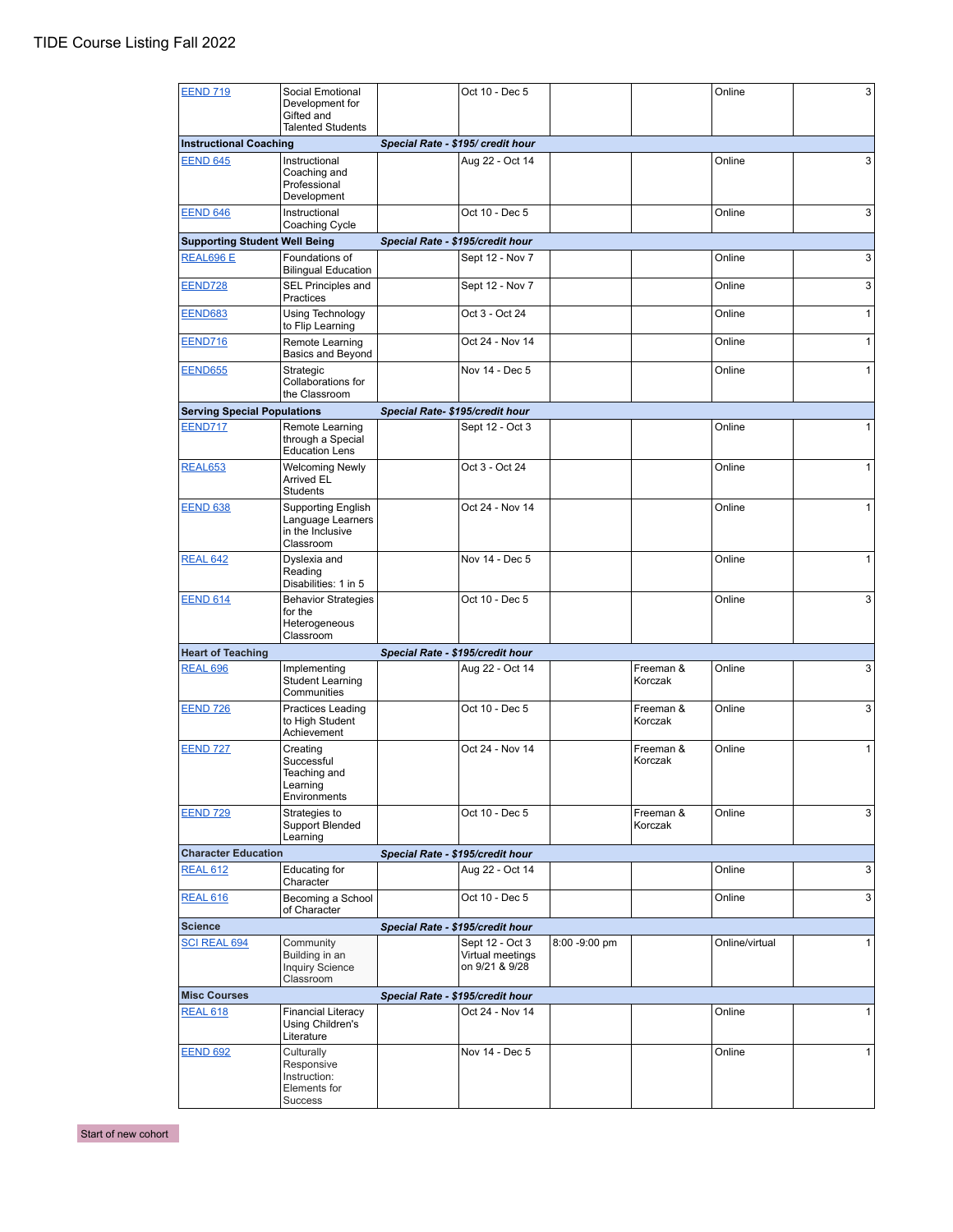# TIDE Course Listing Fall 2022

| | | | | | | | |
|---|---|---|---|---|---|---|---|
| EEND 719 | Social Emotional Development for Gifted and Talented Students | | Oct 10 - Dec 5 | | | Online | 3 |
| **Instructional Coaching** | | ***Special Rate - $195/ credit hour*** | | | | | |
| EEND 645 | Instructional Coaching and Professional Development | | Aug 22 - Oct 14 | | | Online | 3 |
| EEND 646 | Instructional Coaching Cycle | | Oct 10 - Dec 5 | | | Online | 3 |
| **Supporting Student Well Being** | | ***Special Rate - $195/credit hour*** | | | | | |
| REAL696 E | Foundations of Bilingual Education | | Sept 12 - Nov 7 | | | Online | 3 |
| EEND728 | SEL Principles and Practices | | Sept 12 - Nov 7 | | | Online | 3 |
| EEND683 | Using Technology to Flip Learning | | Oct 3 - Oct 24 | | | Online | 1 |
| EEND716 | Remote Learning Basics and Beyond | | Oct 24 - Nov 14 | | | Online | 1 |
| EEND655 | Strategic Collaborations for the Classroom | | Nov 14 - Dec 5 | | | Online | 1 |
| **Serving Special Populations** | | ***Special Rate- $195/credit hour*** | | | | | |
| EEND717 | Remote Learning through a Special Education Lens | | Sept 12 - Oct 3 | | | Online | 1 |
| REAL653 | Welcoming Newly Arrived EL Students | | Oct 3 - Oct 24 | | | Online | 1 |
| EEND 638 | Supporting English Language Learners in the Inclusive Classroom | | Oct 24 - Nov 14 | | | Online | 1 |
| REAL 642 | Dyslexia and Reading Disabilities: 1 in 5 | | Nov 14 - Dec 5 | | | Online | 1 |
| EEND 614 | Behavior Strategies for the Heterogeneous Classroom | | Oct 10 - Dec 5 | | | Online | 3 |
| **Heart of Teaching** | | ***Special Rate - $195/credit hour*** | | | | | |
| REAL 696 | Implementing Student Learning Communities | | Aug 22 - Oct 14 | | Freeman & Korczak | Online | 3 |
| EEND 726 | Practices Leading to High Student Achievement | | Oct 10 - Dec 5 | | Freeman & Korczak | Online | 3 |
| EEND 727 | Creating Successful Teaching and Learning Environments | | Oct 24 - Nov 14 | | Freeman & Korczak | Online | 1 |
| EEND 729 | Strategies to Support Blended Learning | | Oct 10 - Dec 5 | | Freeman & Korczak | Online | 3 |
| **Character Education** | | ***Special Rate - $195/credit hour*** | | | | | |
| REAL 612 | Educating for Character | | Aug 22 - Oct 14 | | | Online | 3 |
| REAL 616 | Becoming a School of Character | | Oct 10 - Dec 5 | | | Online | 3 |
| **Science** | | ***Special Rate - $195/credit hour*** | | | | | |
| SCI REAL 694 | Community Building in an Inquiry Science Classroom | | Sept 12 - Oct 3 Virtual meetings on 9/21 & 9/28 | 8:00 -9:00 pm | | Online/virtual | 1 |
| **Misc Courses** | | ***Special Rate - $195/credit hour*** | | | | | |
| REAL 618 | Financial Literacy Using Children's Literature | | Oct 24 - Nov 14 | | | Online | 1 |
| EEND 692 | Culturally Responsive Instruction: Elements for Success | | Nov 14 - Dec 5 | | | Online | 1 |

Start of new cohort